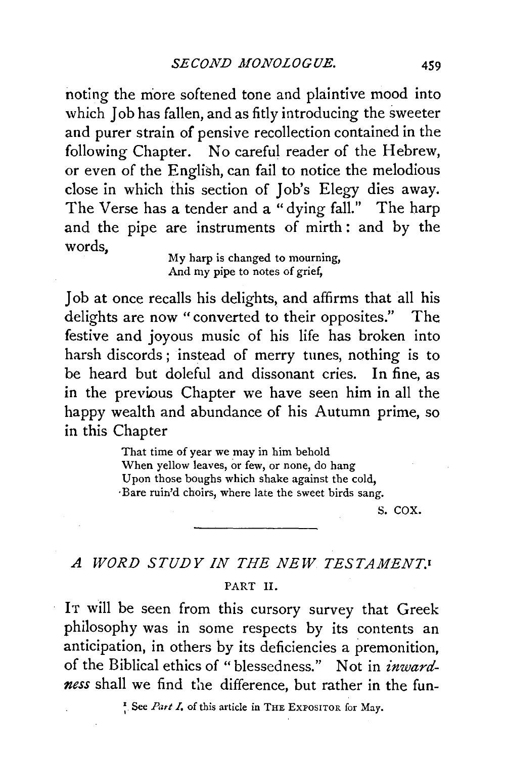noting the more softened tone and plaintive mood into which Job has fallen, and as fitly introducing the sweeter and purer strain of pensive recollection contained in the following Chapter. No careful reader of the Hebrew, or even of the English, can fail to notice the melodious close in which this section of Job's Elegy dies away. The Verse has a tender and a "dying fall." The harp and the pipe are instruments of mirth: and by the words,

> My harp is changed to mourning,
> And my pipe to notes of grief,

Job at once recalls his delights, and affirms that all his delights are now "converted to their opposites." The festive and joyous music of his life has broken into harsh discords; instead of merry tunes, nothing is to be heard but doleful and dissonant cries. In fine, as in the previous Chapter we have seen him in all the happy wealth and abundance of his Autumn prime, so in this Chapter

> That time of year we may in him behold
> When yellow leaves, or few, or none, do hang
> Upon those boughs which shake against the cold,
> Bare ruin'd choirs, where late the sweet birds sang.

S. COX.

---

## *A WORD STUDY IN THE NEW TESTAMENT.*[1]

### PART II.

IT will be seen from this cursory survey that Greek philosophy was in some respects by its contents an anticipation, in others by its deficiencies a premonition, of the Biblical ethics of "blessedness." Not in *inwardness* shall we find the difference, but rather in the fun-

[1] See *Part I.* of this article in THE EXPOSITOR for May.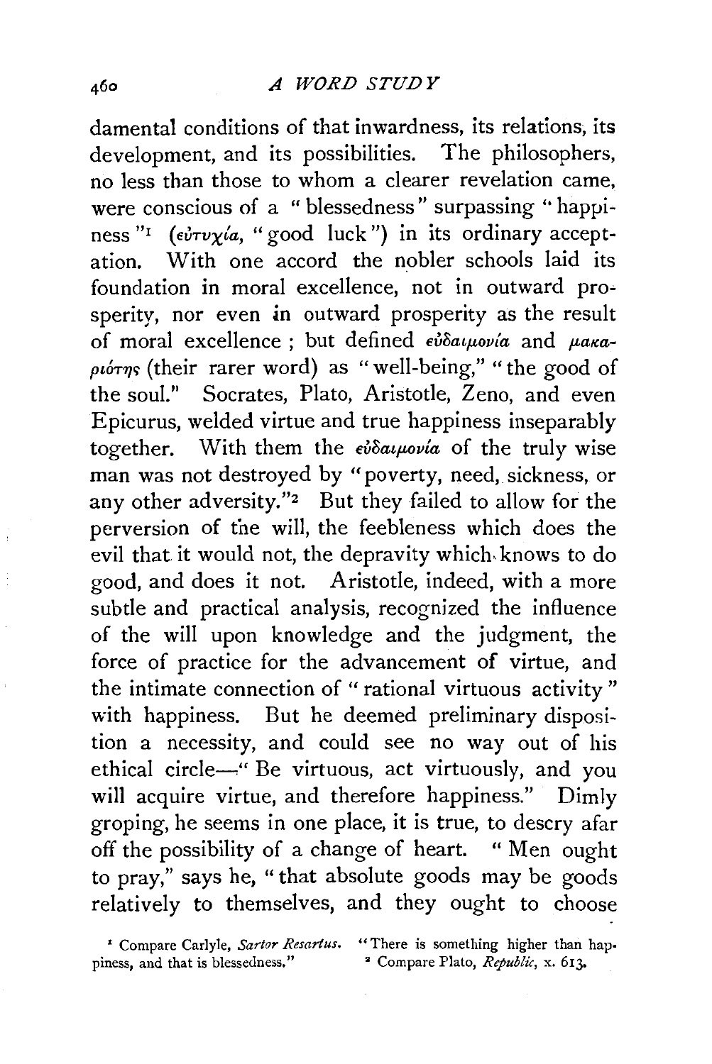damental conditions of that inwardness, its relations, its development, and its possibilities. The philosophers, no less than those to whom a clearer revelation came, were conscious of a "blessedness" surpassing "happiness"[1] (εὐτυχία, "good luck") in its ordinary acceptation. With one accord the nobler schools laid its foundation in moral excellence, not in outward prosperity, nor even in outward prosperity as the result of moral excellence; but defined εὐδαιμονία and μακαριότης (their rarer word) as "well-being," "the good of the soul." Socrates, Plato, Aristotle, Zeno, and even Epicurus, welded virtue and true happiness inseparably together. With them the εὐδαιμονία of the truly wise man was not destroyed by "poverty, need, sickness, or any other adversity."[2] But they failed to allow for the perversion of the will, the feebleness which does the evil that it would not, the depravity which knows to do good, and does it not. Aristotle, indeed, with a more subtle and practical analysis, recognized the influence of the will upon knowledge and the judgment, the force of practice for the advancement of virtue, and the intimate connection of "rational virtuous activity" with happiness. But he deemed preliminary disposition a necessity, and could see no way out of his ethical circle—"Be virtuous, act virtuously, and you will acquire virtue, and therefore happiness." Dimly groping, he seems in one place, it is true, to descry afar off the possibility of a change of heart. "Men ought to pray," says he, "that absolute goods may be goods relatively to themselves, and they ought to choose

[1] Compare Carlyle, *Sartor Resartus*. "There is something higher than happiness, and that is blessedness."

[2] Compare Plato, *Republic*, x. 613.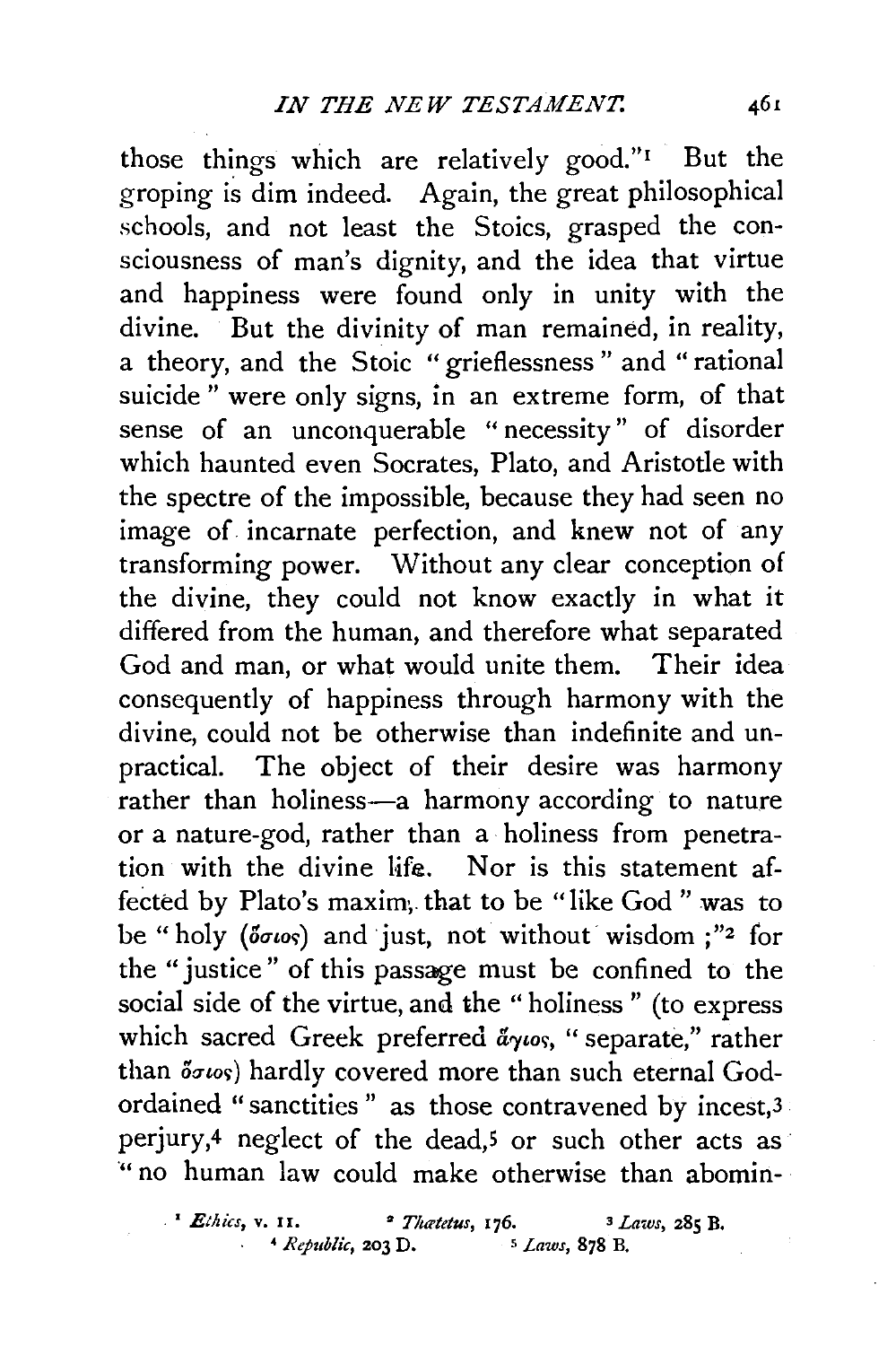those things which are relatively good."[1] But the groping is dim indeed. Again, the great philosophical schools, and not least the Stoics, grasped the consciousness of man's dignity, and the idea that virtue and happiness were found only in unity with the divine. But the divinity of man remained, in reality, a theory, and the Stoic "grieflessness" and "rational suicide" were only signs, in an extreme form, of that sense of an unconquerable "necessity" of disorder which haunted even Socrates, Plato, and Aristotle with the spectre of the impossible, because they had seen no image of incarnate perfection, and knew not of any transforming power. Without any clear conception of the divine, they could not know exactly in what it differed from the human, and therefore what separated God and man, or what would unite them. Their idea consequently of happiness through harmony with the divine, could not be otherwise than indefinite and unpractical. The object of their desire was harmony rather than holiness—a harmony according to nature or a nature-god, rather than a holiness from penetration with the divine life. Nor is this statement affected by Plato's maxim, that to be "like God" was to be "holy (ὅσιος) and just, not without wisdom;"[2] for the "justice" of this passage must be confined to the social side of the virtue, and the "holiness" (to express which sacred Greek preferred ἅγιος, "separate," rather than ὅσιος) hardly covered more than such eternal God-ordained "sanctities" as those contravened by incest,[3] perjury,[4] neglect of the dead,[5] or such other acts as "no human law could make otherwise than abomin-

[1] *Ethics*, v. 11. [2] *Thætetus*, 176. [3] *Laws*, 285 B. [4] *Republic*, 203 D. [5] *Laws*, 878 B.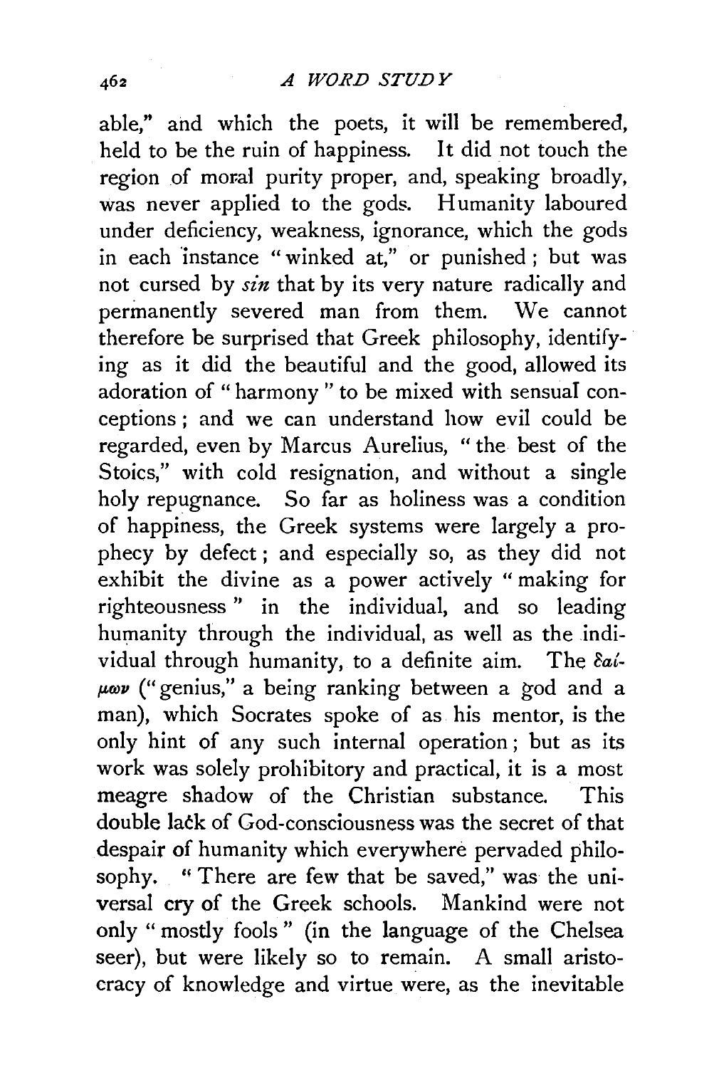able," and which the poets, it will be remembered, held to be the ruin of happiness. It did not touch the region of moral purity proper, and, speaking broadly, was never applied to the gods. Humanity laboured under deficiency, weakness, ignorance, which the gods in each instance "winked at," or punished; but was not cursed by *sin* that by its very nature radically and permanently severed man from them. We cannot therefore be surprised that Greek philosophy, identifying as it did the beautiful and the good, allowed its adoration of "harmony" to be mixed with sensual conceptions; and we can understand how evil could be regarded, even by Marcus Aurelius, "the best of the Stoics," with cold resignation, and without a single holy repugnance. So far as holiness was a condition of happiness, the Greek systems were largely a prophecy by defect; and especially so, as they did not exhibit the divine as a power actively "making for righteousness" in the individual, and so leading humanity through the individual, as well as the individual through humanity, to a definite aim. The δαίμων ("genius," a being ranking between a god and a man), which Socrates spoke of as his mentor, is the only hint of any such internal operation; but as its work was solely prohibitory and practical, it is a most meagre shadow of the Christian substance. This double lack of God-consciousness was the secret of that despair of humanity which everywhere pervaded philosophy. "There are few that be saved," was the universal cry of the Greek schools. Mankind were not only "mostly fools" (in the language of the Chelsea seer), but were likely so to remain. A small aristocracy of knowledge and virtue were, as the inevitable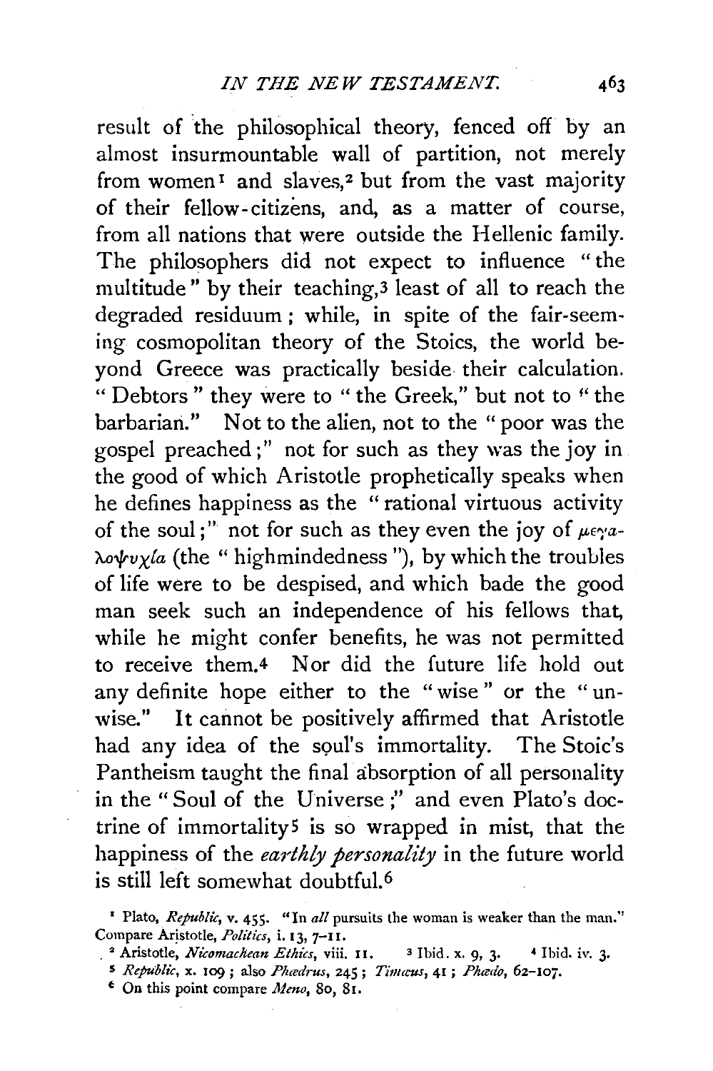result of the philosophical theory, fenced off by an almost insurmountable wall of partition, not merely from women[1] and slaves,[2] but from the vast majority of their fellow-citizens, and, as a matter of course, from all nations that were outside the Hellenic family. The philosophers did not expect to influence "the multitude" by their teaching,[3] least of all to reach the degraded residuum; while, in spite of the fair-seeming cosmopolitan theory of the Stoics, the world beyond Greece was practically beside their calculation. "Debtors" they were to "the Greek," but not to "the barbarian." Not to the alien, not to the "poor was the gospel preached;" not for such as they was the joy in the good of which Aristotle prophetically speaks when he defines happiness as the "rational virtuous activity of the soul;" not for such as they even the joy of μεγαλοψυχία (the "highmindedness"), by which the troubles of life were to be despised, and which bade the good man seek such an independence of his fellows that, while he might confer benefits, he was not permitted to receive them.[4] Nor did the future life hold out any definite hope either to the "wise" or the "unwise." It cannot be positively affirmed that Aristotle had any idea of the soul's immortality. The Stoic's Pantheism taught the final absorption of all personality in the "Soul of the Universe;" and even Plato's doctrine of immortality[5] is so wrapped in mist, that the happiness of the *earthly personality* in the future world is still left somewhat doubtful.[6]

---

[1] Plato, *Republic*, v. 455. "In *all* pursuits the woman is weaker than the man." Compare Aristotle, *Politics*, i. 13, 7–11.

[2] Aristotle, *Nicomachean Ethics*, viii. 11. [3] Ibid. x. 9, 3. [4] Ibid. iv. 3.

[5] *Republic*, x. 109; also *Phædrus*, 245; *Timæus*, 41; *Phædo*, 62–107.

[6] On this point compare *Meno*, 80, 81.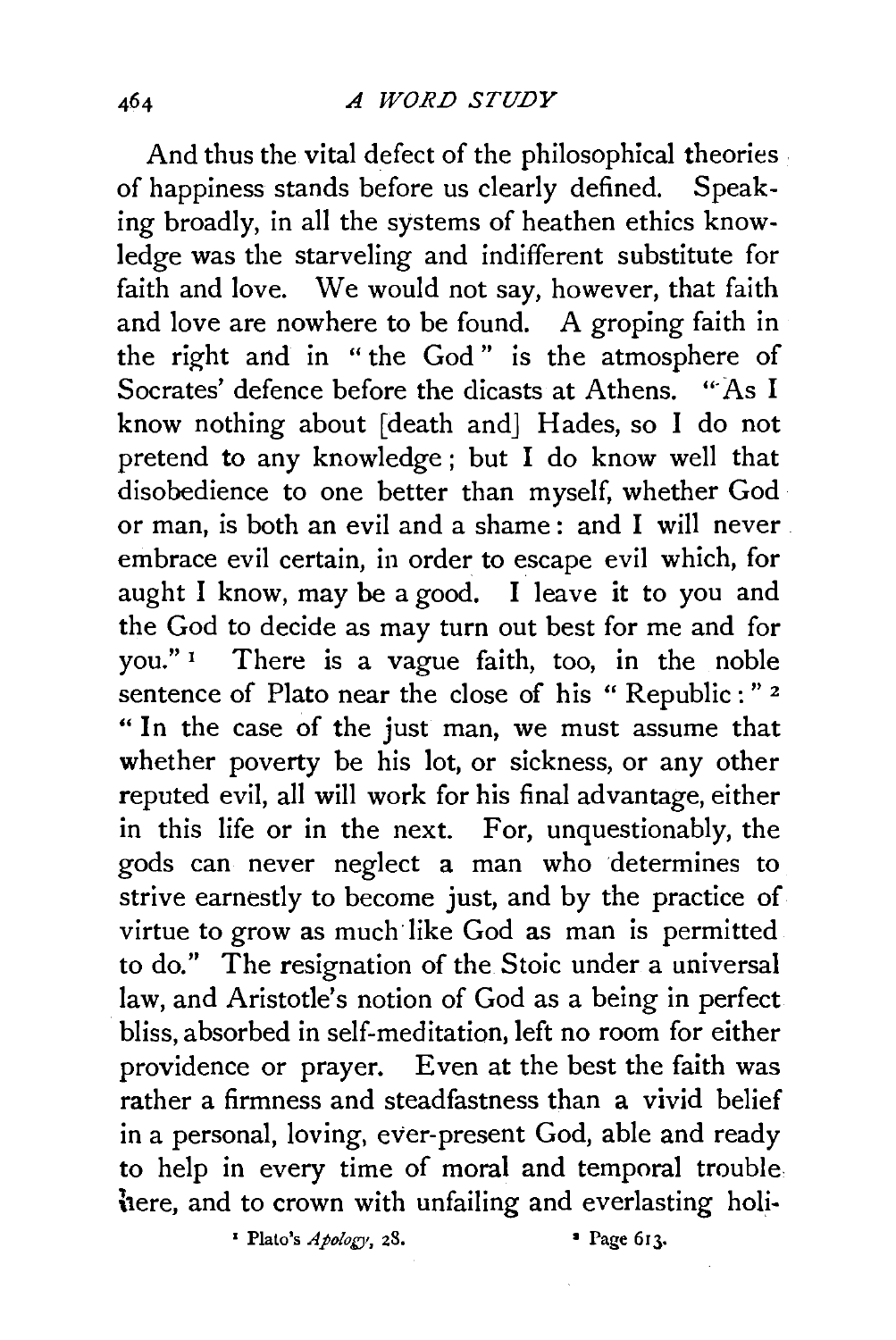And thus the vital defect of the philosophical theories of happiness stands before us clearly defined. Speaking broadly, in all the systems of heathen ethics knowledge was the starveling and indifferent substitute for faith and love. We would not say, however, that faith and love are nowhere to be found. A groping faith in the right and in "the God" is the atmosphere of Socrates' defence before the dicasts at Athens. "As I know nothing about [death and] Hades, so I do not pretend to any knowledge; but I do know well that disobedience to one better than myself, whether God or man, is both an evil and a shame: and I will never embrace evil certain, in order to escape evil which, for aught I know, may be a good. I leave it to you and the God to decide as may turn out best for me and for you."[1] There is a vague faith, too, in the noble sentence of Plato near the close of his "Republic:"[2] "In the case of the just man, we must assume that whether poverty be his lot, or sickness, or any other reputed evil, all will work for his final advantage, either in this life or in the next. For, unquestionably, the gods can never neglect a man who determines to strive earnestly to become just, and by the practice of virtue to grow as much like God as man is permitted to do." The resignation of the Stoic under a universal law, and Aristotle's notion of God as a being in perfect bliss, absorbed in self-meditation, left no room for either providence or prayer. Even at the best the faith was rather a firmness and steadfastness than a vivid belief in a personal, loving, ever-present God, able and ready to help in every time of moral and temporal trouble here, and to crown with unfailing and everlasting holi-

[1] Plato's *Apology*, 28.

[2] Page 613.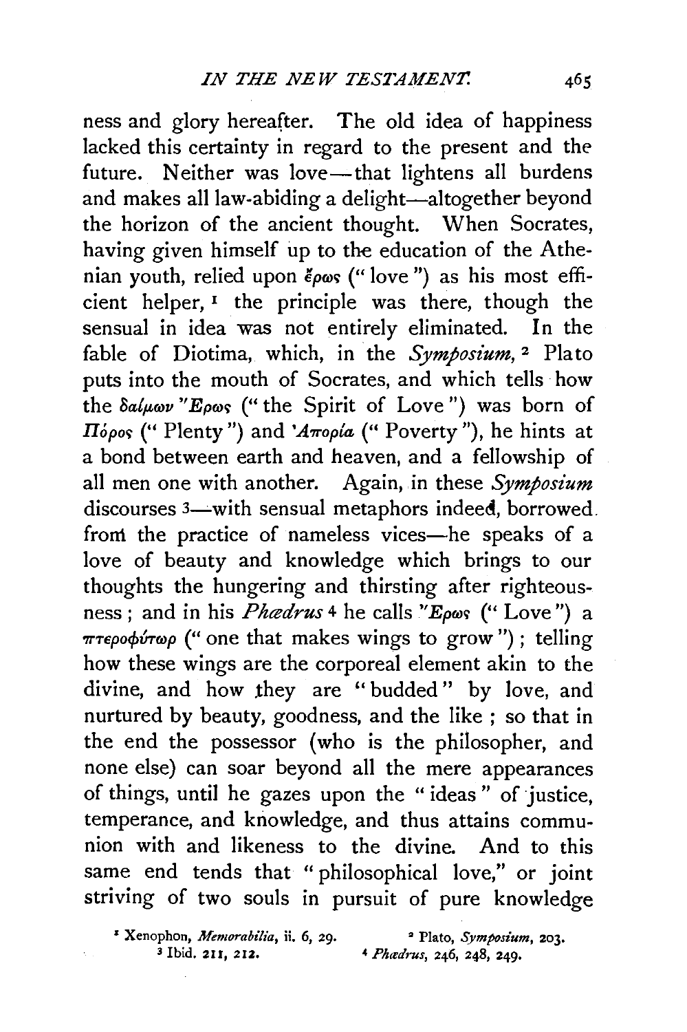ness and glory hereafter. The old idea of happiness lacked this certainty in regard to the present and the future. Neither was love—that lightens all burdens and makes all law-abiding a delight—altogether beyond the horizon of the ancient thought. When Socrates, having given himself up to the education of the Athenian youth, relied upon ἔρως ("love") as his most efficient helper,[1] the principle was there, though the sensual in idea was not entirely eliminated. In the fable of Diotima, which, in the *Symposium*,[2] Plato puts into the mouth of Socrates, and which tells how the δαίμων Ἔρως ("the Spirit of Love") was born of Πόρος ("Plenty") and Ἀπορία ("Poverty"), he hints at a bond between earth and heaven, and a fellowship of all men one with another. Again, in these *Symposium* discourses[3]—with sensual metaphors indeed, borrowed from the practice of nameless vices—he speaks of a love of beauty and knowledge which brings to our thoughts the hungering and thirsting after righteousness; and in his *Phædrus*[4] he calls Ἔρως ("Love") a πτεροφύτωρ ("one that makes wings to grow"); telling how these wings are the corporeal element akin to the divine, and how they are "budded" by love, and nurtured by beauty, goodness, and the like; so that in the end the possessor (who is the philosopher, and none else) can soar beyond all the mere appearances of things, until he gazes upon the "ideas" of justice, temperance, and knowledge, and thus attains communion with and likeness to the divine. And to this same end tends that "philosophical love," or joint striving of two souls in pursuit of pure knowledge

[1] Xenophon, *Memorabilia*, ii. 6, 29.
[2] Plato, *Symposium*, 203.
[3] Ibid. 211, 212.
[4] *Phædrus*, 246, 248, 249.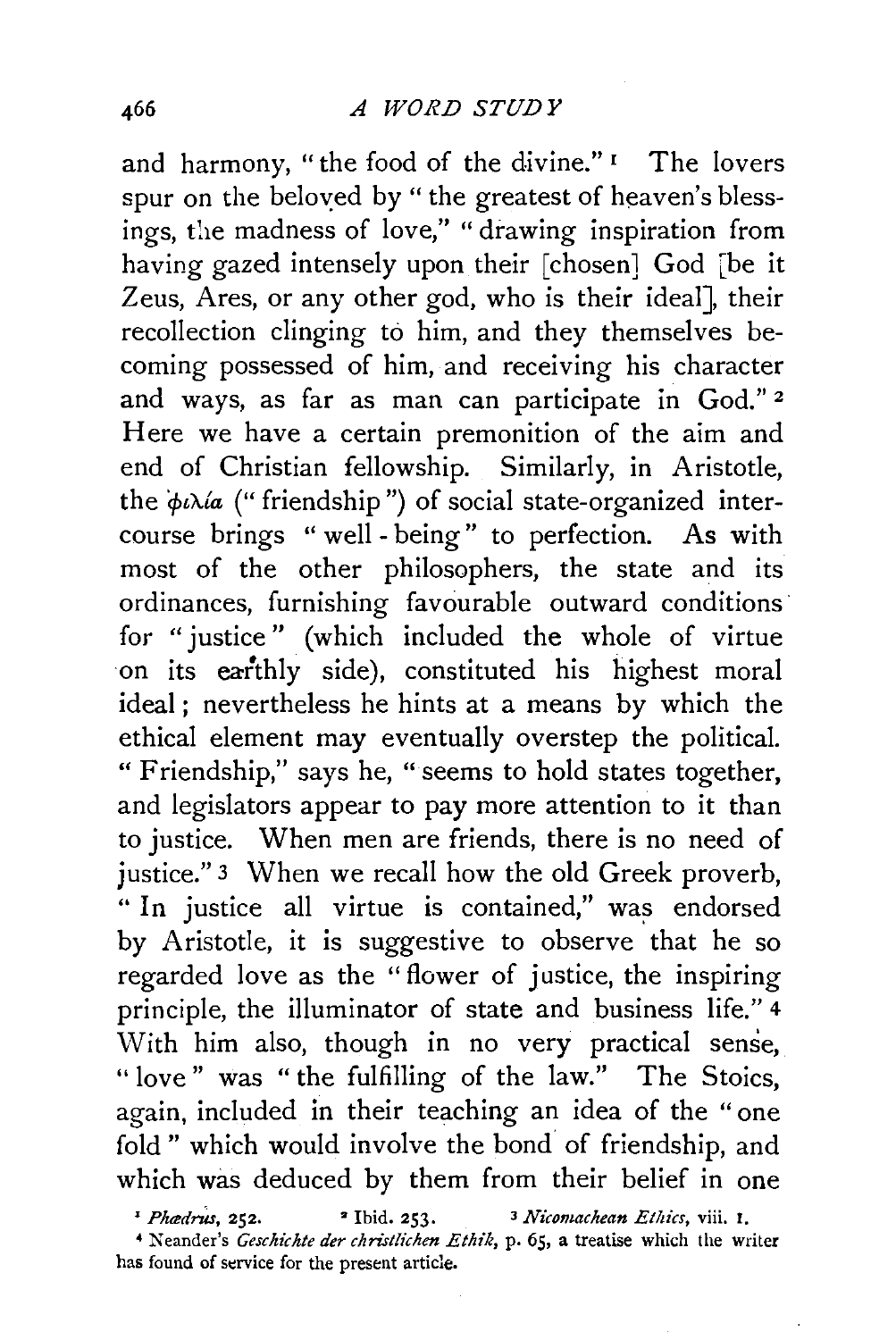and harmony, "the food of the divine."[1] The lovers spur on the beloved by "the greatest of heaven's blessings, the madness of love," "drawing inspiration from having gazed intensely upon their [chosen] God [be it Zeus, Ares, or any other god, who is their ideal], their recollection clinging to him, and they themselves becoming possessed of him, and receiving his character and ways, as far as man can participate in God."[2] Here we have a certain premonition of the aim and end of Christian fellowship. Similarly, in Aristotle, the φιλία ("friendship") of social state-organized intercourse brings "well-being" to perfection. As with most of the other philosophers, the state and its ordinances, furnishing favourable outward conditions for "justice" (which included the whole of virtue on its earthly side), constituted his highest moral ideal; nevertheless he hints at a means by which the ethical element may eventually overstep the political. "Friendship," says he, "seems to hold states together, and legislators appear to pay more attention to it than to justice. When men are friends, there is no need of justice."[3] When we recall how the old Greek proverb, "In justice all virtue is contained," was endorsed by Aristotle, it is suggestive to observe that he so regarded love as the "flower of justice, the inspiring principle, the illuminator of state and business life."[4] With him also, though in no very practical sense, "love" was "the fulfilling of the law." The Stoics, again, included in their teaching an idea of the "one fold" which would involve the bond of friendship, and which was deduced by them from their belief in one

[1] *Phædrus*, 252. [2] Ibid. 253. [3] *Nicomachean Ethics*, viii. 1.

[4] Neander's *Geschichte der christlichen Ethik*, p. 65, a treatise which the writer has found of service for the present article.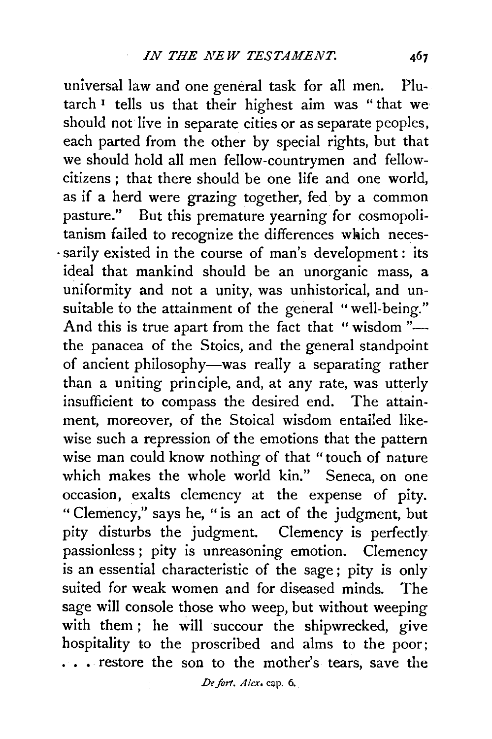universal law and one general task for all men. Plutarch[1] tells us that their highest aim was "that we should not live in separate cities or as separate peoples, each parted from the other by special rights, but that we should hold all men fellow-countrymen and fellow-citizens; that there should be one life and one world, as if a herd were grazing together, fed by a common pasture." But this premature yearning for cosmopolitanism failed to recognize the differences which necessarily existed in the course of man's development: its ideal that mankind should be an unorganic mass, a uniformity and not a unity, was unhistorical, and unsuitable to the attainment of the general "well-being." And this is true apart from the fact that "wisdom"—the panacea of the Stoics, and the general standpoint of ancient philosophy—was really a separating rather than a uniting principle, and, at any rate, was utterly insufficient to compass the desired end. The attainment, moreover, of the Stoical wisdom entailed likewise such a repression of the emotions that the pattern wise man could know nothing of that "touch of nature which makes the whole world kin." Seneca, on one occasion, exalts clemency at the expense of pity. "Clemency," says he, "is an act of the judgment, but pity disturbs the judgment. Clemency is perfectly passionless; pity is unreasoning emotion. Clemency is an essential characteristic of the sage; pity is only suited for weak women and for diseased minds. The sage will console those who weep, but without weeping with them; he will succour the shipwrecked, give hospitality to the proscribed and alms to the poor; . . . restore the son to the mother's tears, save the

[1] *De fort. Alex.* cap. 6.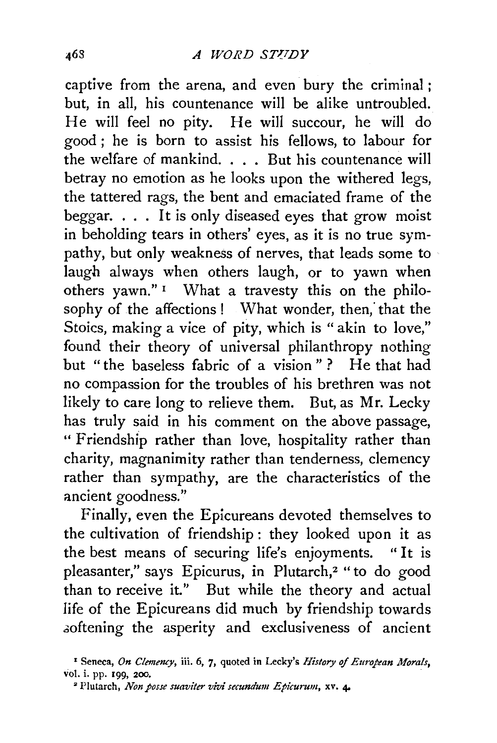captive from the arena, and even bury the criminal; but, in all, his countenance will be alike untroubled. He will feel no pity. He will succour, he will do good; he is born to assist his fellows, to labour for the welfare of mankind. . . . But his countenance will betray no emotion as he looks upon the withered legs, the tattered rags, the bent and emaciated frame of the beggar. . . . It is only diseased eyes that grow moist in beholding tears in others' eyes, as it is no true sympathy, but only weakness of nerves, that leads some to laugh always when others laugh, or to yawn when others yawn." [1] What a travesty this on the philosophy of the affections! What wonder, then, that the Stoics, making a vice of pity, which is "akin to love," found their theory of universal philanthropy nothing but "the baseless fabric of a vision"? He that had no compassion for the troubles of his brethren was not likely to care long to relieve them. But, as Mr. Lecky has truly said in his comment on the above passage, "Friendship rather than love, hospitality rather than charity, magnanimity rather than tenderness, clemency rather than sympathy, are the characteristics of the ancient goodness."

Finally, even the Epicureans devoted themselves to the cultivation of friendship: they looked upon it as the best means of securing life's enjoyments. "It is pleasanter," says Epicurus, in Plutarch,[2] "to do good than to receive it." But while the theory and actual life of the Epicureans did much by friendship towards softening the asperity and exclusiveness of ancient

[1] Seneca, *On Clemency*, iii. 6, 7, quoted in Lecky's *History of European Morals*, vol. i. pp. 199, 200.

[2] Plutarch, *Non posse suaviter vivi secundum Epicurum*, xv. 4.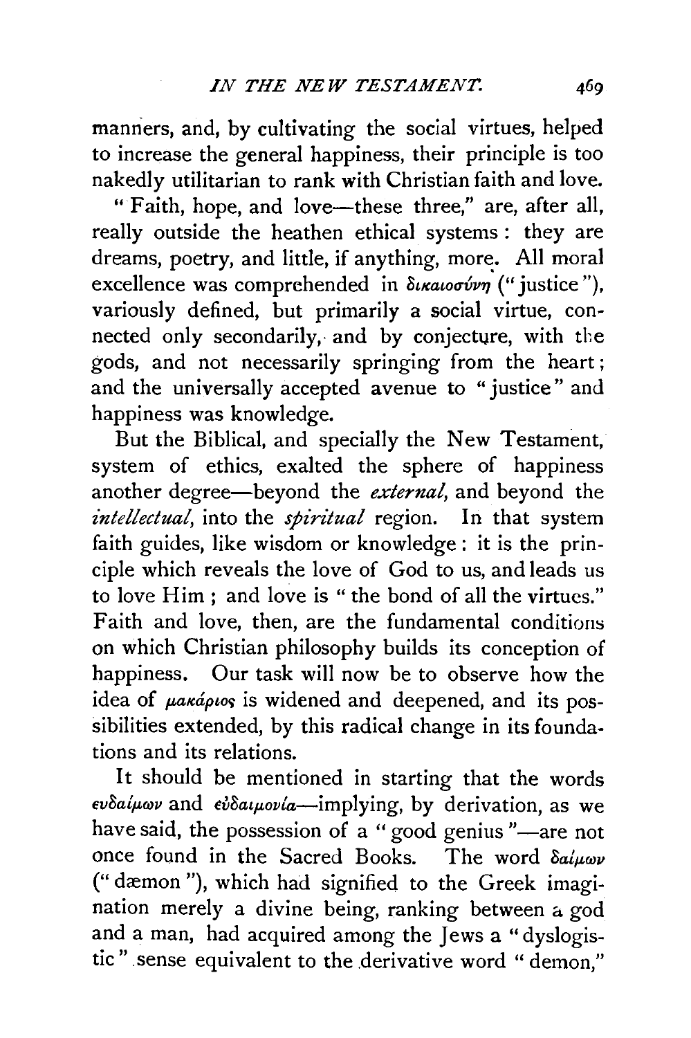manners, and, by cultivating the social virtues, helped to increase the general happiness, their principle is too nakedly utilitarian to rank with Christian faith and love.

"Faith, hope, and love—these three," are, after all, really outside the heathen ethical systems: they are dreams, poetry, and little, if anything, more. All moral excellence was comprehended in δικαιοσύνη ("justice"), variously defined, but primarily a social virtue, connected only secondarily, and by conjecture, with the gods, and not necessarily springing from the heart; and the universally accepted avenue to "justice" and happiness was knowledge.

But the Biblical, and specially the New Testament, system of ethics, exalted the sphere of happiness another degree—beyond the *external*, and beyond the *intellectual*, into the *spiritual* region. In that system faith guides, like wisdom or knowledge: it is the principle which reveals the love of God to us, and leads us to love Him; and love is "the bond of all the virtues." Faith and love, then, are the fundamental conditions on which Christian philosophy builds its conception of happiness. Our task will now be to observe how the idea of μακάριος is widened and deepened, and its possibilities extended, by this radical change in its foundations and its relations.

It should be mentioned in starting that the words ευδαίμων and εὐδαιμονία—implying, by derivation, as we have said, the possession of a "good genius"—are not once found in the Sacred Books. The word δαίμων ("dæmon"), which had signified to the Greek imagination merely a divine being, ranking between a god and a man, had acquired among the Jews a "dyslogistic" sense equivalent to the derivative word "demon,"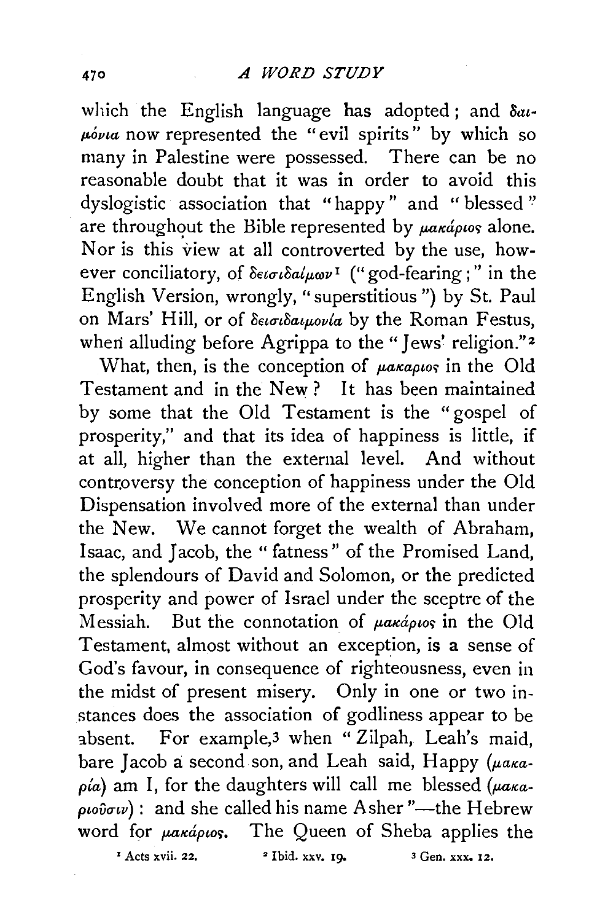which the English language has adopted; and δαιμόνια now represented the "evil spirits" by which so many in Palestine were possessed. There can be no reasonable doubt that it was in order to avoid this dyslogistic association that "happy" and "blessed" are throughout the Bible represented by μακάριος alone. Nor is this view at all controverted by the use, however conciliatory, of δεισιδαίμων[1] ("god-fearing;" in the English Version, wrongly, "superstitious") by St. Paul on Mars' Hill, or of δεισιδαιμονία by the Roman Festus, when alluding before Agrippa to the "Jews' religion."[2]

What, then, is the conception of μακαριος in the Old Testament and in the New? It has been maintained by some that the Old Testament is the "gospel of prosperity," and that its idea of happiness is little, if at all, higher than the external level. And without controversy the conception of happiness under the Old Dispensation involved more of the external than under the New. We cannot forget the wealth of Abraham, Isaac, and Jacob, the "fatness" of the Promised Land, the splendours of David and Solomon, or the predicted prosperity and power of Israel under the sceptre of the Messiah. But the connotation of μακάριος in the Old Testament, almost without an exception, is a sense of God's favour, in consequence of righteousness, even in the midst of present misery. Only in one or two instances does the association of godliness appear to be absent. For example,[3] when "Zilpah, Leah's maid, bare Jacob a second son, and Leah said, Happy (μακαρία) am I, for the daughters will call me blessed (μακαριοῦσιν): and she called his name Asher"—the Hebrew word for μακάριος. The Queen of Sheba applies the

[1] Acts xvii. 22. [2] Ibid. xxv. 19. [3] Gen. xxx. 12.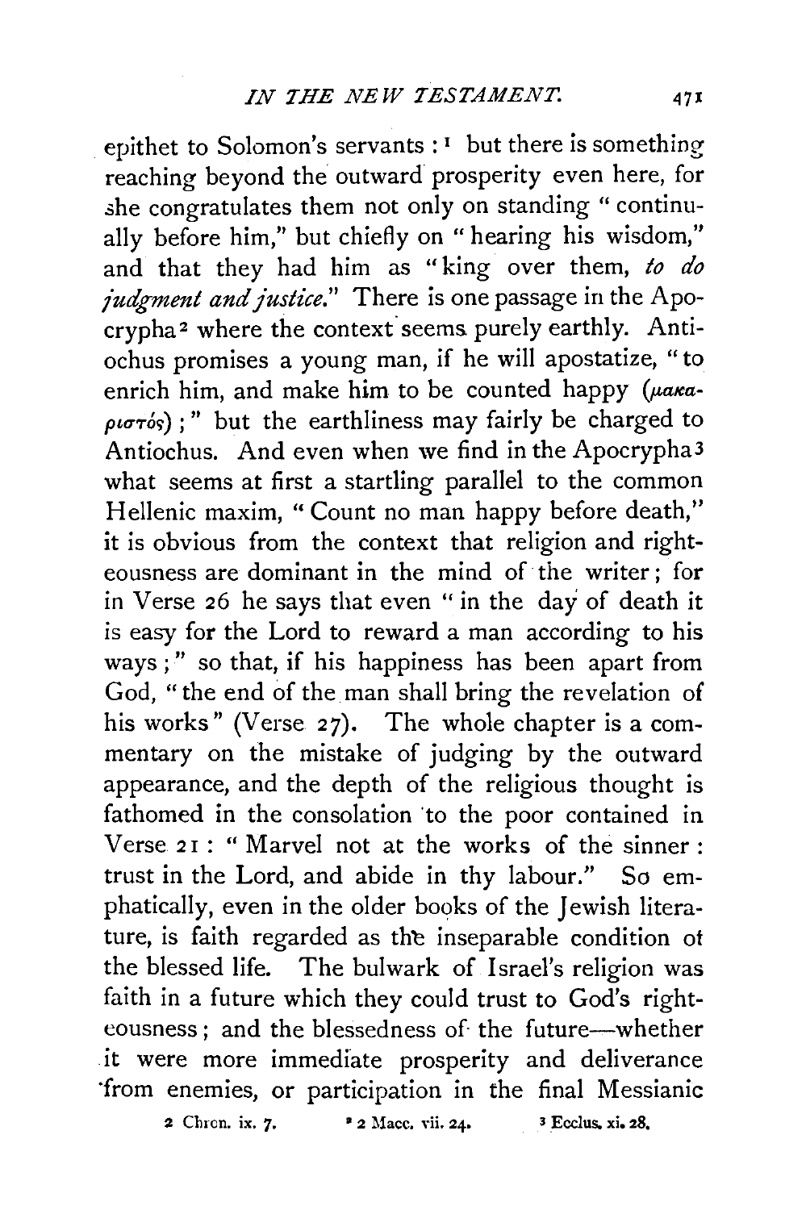epithet to Solomon's servants :[1] but there is something reaching beyond the outward prosperity even here, for she congratulates them not only on standing "continually before him," but chiefly on "hearing his wisdom," and that they had him as "king over them, *to do judgment and justice*." There is one passage in the Apocrypha[2] where the context seems purely earthly. Antiochus promises a young man, if he will apostatize, "to enrich him, and make him to be counted happy (μακαριστός) ;" but the earthliness may fairly be charged to Antiochus. And even when we find in the Apocrypha[3] what seems at first a startling parallel to the common Hellenic maxim, "Count no man happy before death," it is obvious from the context that religion and righteousness are dominant in the mind of the writer; for in Verse 26 he says that even "in the day of death it is easy for the Lord to reward a man according to his ways ;" so that, if his happiness has been apart from God, "the end of the man shall bring the revelation of his works" (Verse 27). The whole chapter is a commentary on the mistake of judging by the outward appearance, and the depth of the religious thought is fathomed in the consolation to the poor contained in Verse 21 : "Marvel not at the works of the sinner : trust in the Lord, and abide in thy labour." So emphatically, even in the older books of the Jewish literature, is faith regarded as the inseparable condition of the blessed life. The bulwark of Israel's religion was faith in a future which they could trust to God's righteousness ; and the blessedness of the future—whether it were more immediate prosperity and deliverance from enemies, or participation in the final Messianic

[1] 2 Chron. ix. 7. [2] 2 Macc. vii. 24. [3] Ecclus. xi. 28.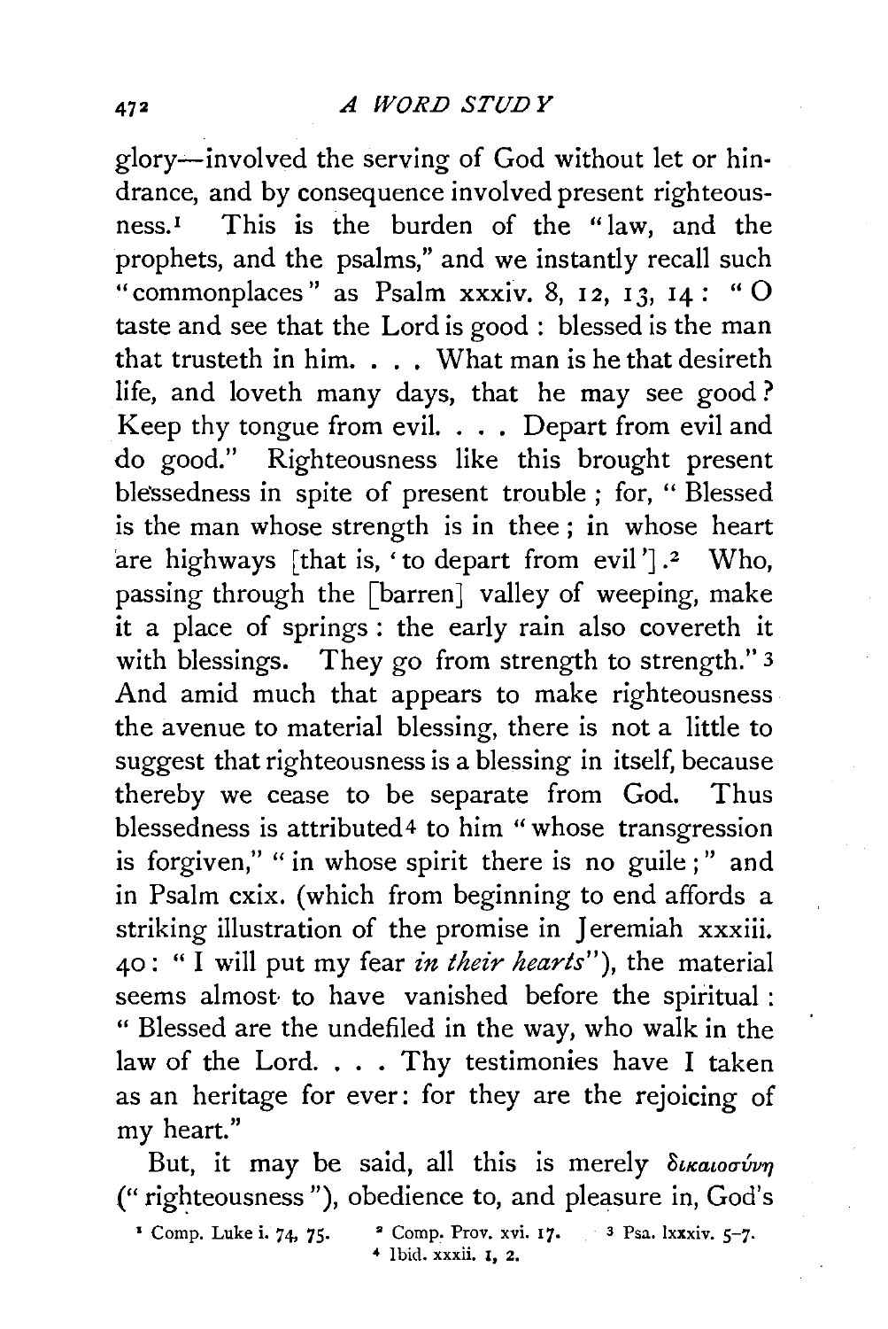glory—involved the serving of God without let or hindrance, and by consequence involved present righteousness.[1] This is the burden of the "law, and the prophets, and the psalms," and we instantly recall such "commonplaces" as Psalm xxxiv. 8, 12, 13, 14: "O taste and see that the Lord is good: blessed is the man that trusteth in him. . . . What man is he that desireth life, and loveth many days, that he may see good? Keep thy tongue from evil. . . . Depart from evil and do good." Righteousness like this brought present blessedness in spite of present trouble; for, "Blessed is the man whose strength is in thee; in whose heart are highways [that is, 'to depart from evil'].[2] Who, passing through the [barren] valley of weeping, make it a place of springs: the early rain also covereth it with blessings. They go from strength to strength."[3] And amid much that appears to make righteousness the avenue to material blessing, there is not a little to suggest that righteousness is a blessing in itself, because thereby we cease to be separate from God. Thus blessedness is attributed[4] to him "whose transgression is forgiven," "in whose spirit there is no guile;" and in Psalm cxix. (which from beginning to end affords a striking illustration of the promise in Jeremiah xxxiii. 40: "I will put my fear *in their hearts*"), the material seems almost to have vanished before the spiritual: "Blessed are the undefiled in the way, who walk in the law of the Lord. . . . Thy testimonies have I taken as an heritage for ever: for they are the rejoicing of my heart."

But, it may be said, all this is merely δικαιοσύνη ("righteousness"), obedience to, and pleasure in, God's

[1] Comp. Luke i. 74, 75. [2] Comp. Prov. xvi. 17. [3] Psa. lxxxiv. 5–7.
[4] Ibid. xxxii. 1, 2.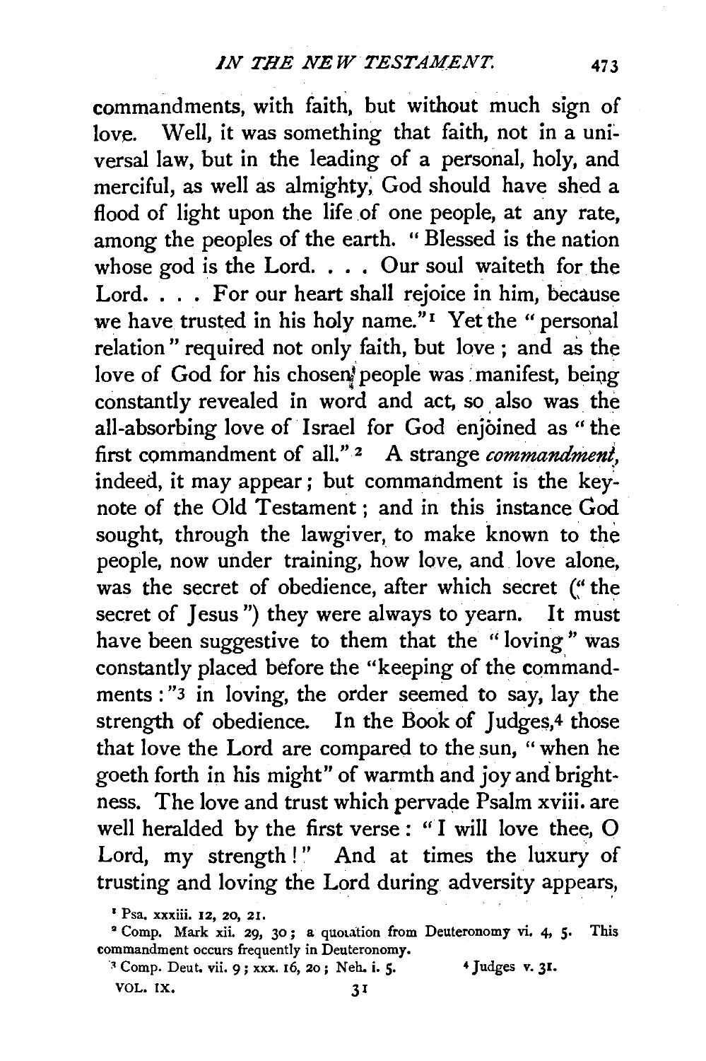commandments, with faith, but without much sign of love. Well, it was something that faith, not in a universal law, but in the leading of a personal, holy, and merciful, as well as almighty, God should have shed a flood of light upon the life of one people, at any rate, among the peoples of the earth. "Blessed is the nation whose god is the Lord. . . . Our soul waiteth for the Lord. . . . For our heart shall rejoice in him, because we have trusted in his holy name."[1] Yet the "personal relation" required not only faith, but love; and as the love of God for his chosen people was manifest, being constantly revealed in word and act, so also was the all-absorbing love of Israel for God enjoined as "the first commandment of all."[2] A strange *commandment*, indeed, it may appear; but commandment is the key-note of the Old Testament; and in this instance God sought, through the lawgiver, to make known to the people, now under training, how love, and love alone, was the secret of obedience, after which secret ("the secret of Jesus") they were always to yearn. It must have been suggestive to them that the "loving" was constantly placed before the "keeping of the commandments:"[3] in loving, the order seemed to say, lay the strength of obedience. In the Book of Judges,[4] those that love the Lord are compared to the sun, "when he goeth forth in his might" of warmth and joy and brightness. The love and trust which pervade Psalm xviii. are well heralded by the first verse: "I will love thee, O Lord, my strength!" And at times the luxury of trusting and loving the Lord during adversity appears,

[1] Psa. xxxiii. 12, 20, 21.

[2] Comp. Mark xii. 29, 30; a quotation from Deuteronomy vi. 4, 5. This commandment occurs frequently in Deuteronomy.

[3] Comp. Deut. vii. 9; xxx. 16, 20; Neh. i. 5.

[4] Judges v. 31.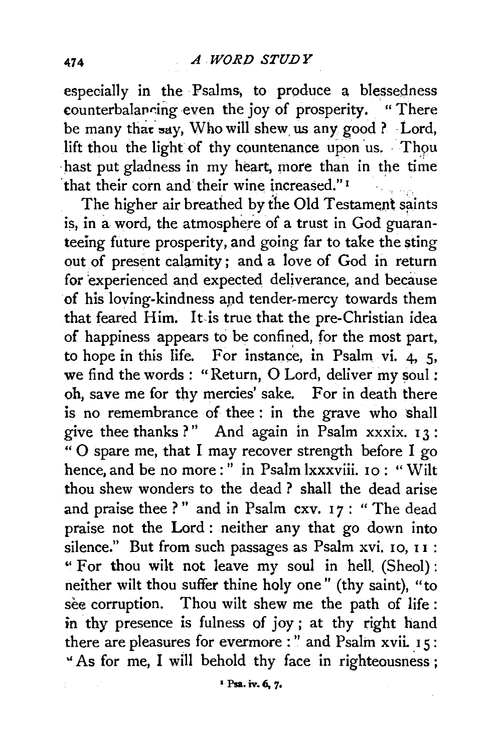especially in the Psalms, to produce a blessedness counterbalancing even the joy of prosperity. "There be many that say, Who will shew us any good? Lord, lift thou the light of thy countenance upon us. Thou hast put gladness in my heart, more than in the time that their corn and their wine increased."[1]

The higher air breathed by the Old Testament saints is, in a word, the atmosphere of a trust in God guaranteeing future prosperity, and going far to take the sting out of present calamity; and a love of God in return for experienced and expected deliverance, and because of his loving-kindness and tender-mercy towards them that feared Him. It is true that the pre-Christian idea of happiness appears to be confined, for the most part, to hope in this life. For instance, in Psalm vi. 4, 5, we find the words: "Return, O Lord, deliver my soul: oh, save me for thy mercies' sake. For in death there is no remembrance of thee: in the grave who shall give thee thanks?" And again in Psalm xxxix. 13: "O spare me, that I may recover strength before I go hence, and be no more:" in Psalm lxxxviii. 10: "Wilt thou shew wonders to the dead? shall the dead arise and praise thee?" and in Psalm cxv. 17: "The dead praise not the Lord: neither any that go down into silence." But from such passages as Psalm xvi. 10, 11: "For thou wilt not leave my soul in hell (Sheol): neither wilt thou suffer thine holy one" (thy saint), "to see corruption. Thou wilt shew me the path of life: in thy presence is fulness of joy; at thy right hand there are pleasures for evermore:" and Psalm xvii. 15: "As for me, I will behold thy face in righteousness;

[1] Psa. iv. 6, 7.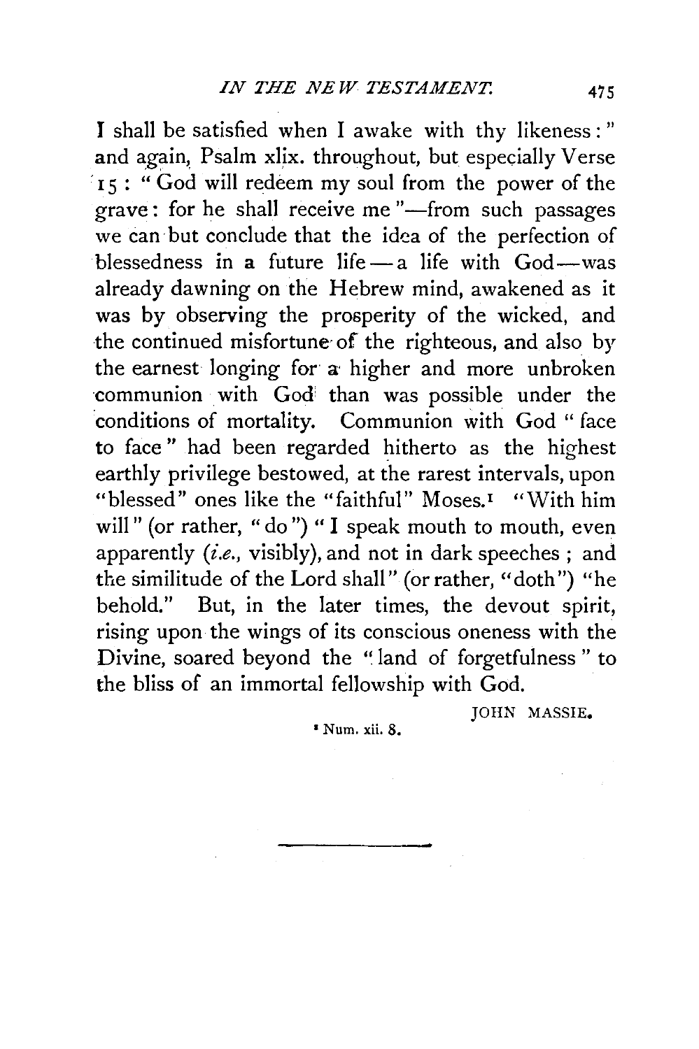I shall be satisfied when I awake with thy likeness:" and again, Psalm xlix. throughout, but especially Verse 15: "God will redeem my soul from the power of the grave: for he shall receive me"—from such passages we can but conclude that the idea of the perfection of blessedness in a future life—a life with God—was already dawning on the Hebrew mind, awakened as it was by observing the prosperity of the wicked, and the continued misfortune of the righteous, and also by the earnest longing for a higher and more unbroken communion with God than was possible under the conditions of mortality. Communion with God "face to face" had been regarded hitherto as the highest earthly privilege bestowed, at the rarest intervals, upon "blessed" ones like the "faithful" Moses.[1] "With him will" (or rather, "do") "I speak mouth to mouth, even apparently (*i.e.*, visibly), and not in dark speeches; and the similitude of the Lord shall" (or rather, "doth") "he behold." But, in the later times, the devout spirit, rising upon the wings of its conscious oneness with the Divine, soared beyond the "land of forgetfulness" to the bliss of an immortal fellowship with God.

JOHN MASSIE.

[1] Num. xii. 8.